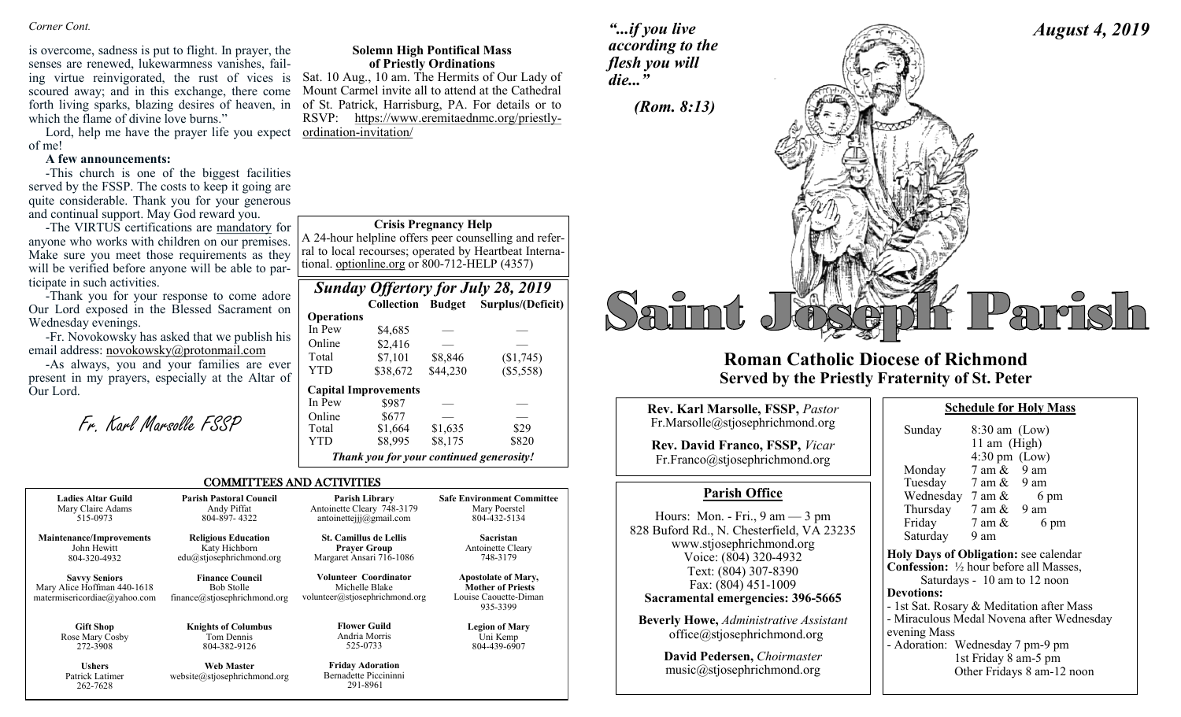*Corner Cont.*

is overcome, sadness is put to flight. In prayer, the senses are renewed, lukewarmness vanishes, failing virtue reinvigorated, the rust of vices is scoured away; and in this exchange, there come forth living sparks, blazing desires of heaven, in which the flame of divine love burns."

Lord, help me have the prayer life you expect of me!

**A few announcements:**

-This church is one of the biggest facilities served by the FSSP. The costs to keep it going are quite considerable. Thank you for your generous and continual support. May God reward you.

-The VIRTUS certifications are mandatory for anyone who works with children on our premises. Make sure you meet those requirements as they will be verified before anyone will be able to participate in such activities.

-Thank you for your response to come adore Our Lord exposed in the Blessed Sacrament on Wednesday evenings.

-Fr. Novokowsky has asked that we publish his email address: novokowsky@protonmail.com

-As always, you and your families are ever present in my prayers, especially at the Altar of Our Lord.

*Fr. Karl Marsolle FSSP*

**Solemn High Pontifical Mass of Priestly Ordinations**

Sat. 10 Aug., 10 am. The Hermits of Our Lady of Mount Carmel invite all to attend at the Cathedral of St. Patrick, Harrisburg, PA. For details or to RSVP: https://www.eremitaednmc.org/priestly-ordination-invitation/

**Crisis Pregnancy Help**

A 24-hour helpline offers peer counselling and referral to local recourses; operated by Heartbeat International. optionline.org or 800-712-HELP (4357)

## *Sunday Offertory for July 28, 2019*

| | Collection | Budget | Surplus/(Deficit) |
|---|---|---|---|
| **Operations** | | | |
| In Pew | $4,685 | — | — |
| Online | $2,416 | — | — |
| Total | $7,101 | $8,846 | ($1,745) |
| YTD | $38,672 | $44,230 | ($5,558) |
| **Capital Improvements** | | | |
| In Pew | $987 | — | — |
| Online | $677 | — | — |
| Total | $1,664 | $1,635 | $29 |
| YTD | $8,995 | $8,175 | $820 |

***Thank you for your continued generosity!***

## COMMITTEES AND ACTIVITIES

| | | | |
|---|---|---|---|
| **Ladies Altar Guild**<br>Mary Claire Adams<br>515-0973 | **Parish Pastoral Council**<br>Andy Piffat<br>804-897- 4322 | **Parish Library**<br>Antoinette Cleary 748-3179<br>antoinettejjj@gmail.com | **Safe Environment Committee**<br>Mary Poerstel<br>804-432-5134 |
| **Maintenance/Improvements**<br>John Hewitt<br>804-320-4932 | **Religious Education**<br>Katy Hichborn<br>edu@stjosephrichmond.org | **St. Camillus de Lellis Prayer Group**<br>Margaret Ansari 716-1086 | **Sacristan**<br>Antoinette Cleary<br>748-3179 |
| **Savvy Seniors**<br>Mary Alice Hoffman 440-1618<br>matermisericordiae@yahoo.com | **Finance Council**<br>Bob Stolle<br>finance@stjosephrichmond.org | **Volunteer Coordinator**<br>Michelle Blake<br>volunteer@stjosephrichmond.org | **Apostolate of Mary, Mother of Priests**<br>Louise Caouette-Diman<br>935-3399 |
| **Gift Shop**<br>Rose Mary Cosby<br>272-3908 | **Knights of Columbus**<br>Tom Dennis<br>804-382-9126 | **Flower Guild**<br>Andria Morris<br>525-0733 | **Legion of Mary**<br>Uni Kemp<br>804-439-6907 |
| **Ushers**<br>Patrick Latimer<br>262-7628 | **Web Master**<br>website@stjosephrichmond.org | **Friday Adoration**<br>Bernadette Piccininni<br>291-8961 | |

*"...if you live according to the flesh you will die..."*

*(Rom. 8:13)*

***August 4, 2019***

# Saint Joseph Parish

## Roman Catholic Diocese of Richmond
## Served by the Priestly Fraternity of St. Peter

**Rev. Karl Marsolle, FSSP,** *Pastor*
Fr.Marsolle@stjosephrichmond.org

**Rev. David Franco, FSSP,** *Vicar*
Fr.Franco@stjosephrichmond.org

### Parish Office

Hours: Mon. - Fri., 9 am — 3 pm
828 Buford Rd., N. Chesterfield, VA 23235
www.stjosephrichmond.org
Voice: (804) 320-4932
Text: (804) 307-8390
Fax: (804) 451-1009
**Sacramental emergencies: 396-5665**

**Beverly Howe,** *Administrative Assistant*
office@stjosephrichmond.org

**David Pedersen,** *Choirmaster*
music@stjosephrichmond.org

### Schedule for Holy Mass

| | |
|---|---|
| Sunday | 8:30 am (Low)<br>11 am (High)<br>4:30 pm (Low) |
| Monday | 7 am & 9 am |
| Tuesday | 7 am & 9 am |
| Wednesday | 7 am & 6 pm |
| Thursday | 7 am & 9 am |
| Friday | 7 am & 6 pm |
| Saturday | 9 am |

**Holy Days of Obligation:** see calendar
**Confession:** ½ hour before all Masses, Saturdays - 10 am to 12 noon
**Devotions:**
- 1st Sat. Rosary & Meditation after Mass
- Miraculous Medal Novena after Wednesday evening Mass
- Adoration: Wednesday 7 pm-9 pm
  1st Friday 8 am-5 pm
  Other Fridays 8 am-12 noon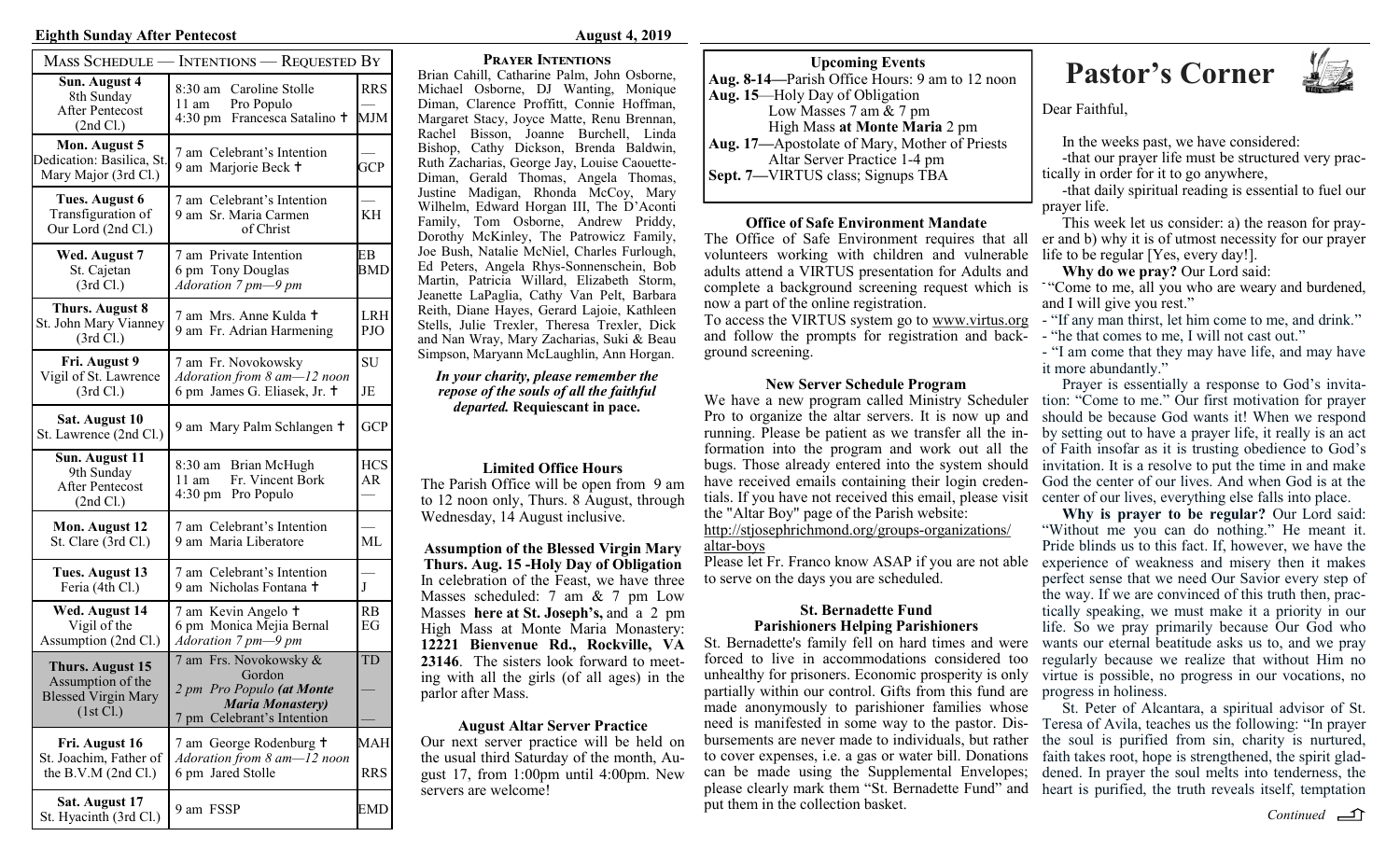Eighth Sunday After Pentecost — August 4, 2019

## Mass Schedule — Intentions — Requested By

| Day | Intentions | Requested By |
|---|---|---|
| **Sun. August 4** 8th Sunday After Pentecost (2nd Cl.) | 8:30 am Caroline Stolle<br>11 am Pro Populo<br>4:30 pm Francesca Satalino ✝ | RRS<br>—<br>MJM |
| **Mon. August 5** Dedication: Basilica, St. Mary Major (3rd Cl.) | 7 am Celebrant's Intention<br>9 am Marjorie Beck ✝ | —<br>GCP |
| **Tues. August 6** Transfiguration of Our Lord (2nd Cl.) | 7 am Celebrant's Intention<br>9 am Sr. Maria Carmen of Christ | —<br>KH |
| **Wed. August 7** St. Cajetan (3rd Cl.) | 7 am Private Intention<br>6 pm Tony Douglas<br>*Adoration 7 pm—9 pm* | EB<br>BMD |
| **Thurs. August 8** St. John Mary Vianney (3rd Cl.) | 7 am Mrs. Anne Kulda ✝<br>9 am Fr. Adrian Harmening | LRH<br>PJO |
| **Fri. August 9** Vigil of St. Lawrence (3rd Cl.) | 7 am Fr. Novokowsky<br>*Adoration from 8 am—12 noon*<br>6 pm James G. Eliasek, Jr. ✝ | SU<br><br>JE |
| **Sat. August 10** St. Lawrence (2nd Cl.) | 9 am Mary Palm Schlangen ✝ | GCP |
| **Sun. August 11** 9th Sunday After Pentecost (2nd Cl.) | 8:30 am Brian McHugh<br>11 am Fr. Vincent Bork<br>4:30 pm Pro Populo | HCS<br>AR<br>— |
| **Mon. August 12** St. Clare (3rd Cl.) | 7 am Celebrant's Intention<br>9 am Maria Liberatore | —<br>ML |
| **Tues. August 13** Feria (4th Cl.) | 7 am Celebrant's Intention<br>9 am Nicholas Fontana ✝ | —<br>J |
| **Wed. August 14** Vigil of the Assumption (2nd Cl.) | 7 am Kevin Angelo ✝<br>6 pm Monica Mejia Bernal<br>*Adoration 7 pm—9 pm* | RB<br>EG |
| **Thurs. August 15** Assumption of the Blessed Virgin Mary (1st Cl.) | 7 am Frs. Novokowsky & Gordon<br>*2 pm Pro Populo **(at Monte Maria Monastery)***<br>7 pm Celebrant's Intention | TD<br>—<br>— |
| **Fri. August 16** St. Joachim, Father of the B.V.M (2nd Cl.) | 7 am George Rodenburg ✝<br>*Adoration from 8 am—12 noon*<br>6 pm Jared Stolle | MAH<br><br>RRS |
| **Sat. August 17** St. Hyacinth (3rd Cl.) | 9 am FSSP | EMD |

## Prayer Intentions

Brian Cahill, Catharine Palm, John Osborne, Michael Osborne, DJ Wanting, Monique Diman, Clarence Proffitt, Connie Hoffman, Margaret Stacy, Joyce Matte, Renu Brennan, Rachel Bisson, Joanne Burchell, Linda Bishop, Cathy Dickson, Brenda Baldwin, Ruth Zacharias, George Jay, Louise Caouette-Diman, Gerald Thomas, Angela Thomas, Justine Madigan, Rhonda McCoy, Mary Wilhelm, Edward Horgan III, The D'Aconti Family, Tom Osborne, Andrew Priddy, Dorothy McKinley, The Patrowicz Family, Joe Bush, Natalie McNiel, Charles Furlough, Ed Peters, Angela Rhys-Sonnenschein, Bob Martin, Patricia Willard, Elizabeth Storm, Jeanette LaPaglia, Cathy Van Pelt, Barbara Reith, Diane Hayes, Gerard Lajoie, Kathleen Stells, Julie Trexler, Theresa Trexler, Dick and Nan Wray, Mary Zacharias, Suki & Beau Simpson, Maryann McLaughlin, Ann Horgan.

*In your charity, please remember the repose of the souls of all the faithful departed.* **Requiescant in pace.**

### Limited Office Hours

The Parish Office will be open from 9 am to 12 noon only, Thurs. 8 August, through Wednesday, 14 August inclusive.

### Assumption of the Blessed Virgin Mary Thurs. Aug. 15 -Holy Day of Obligation

In celebration of the Feast, we have three Masses scheduled: 7 am & 7 pm Low Masses **here at St. Joseph's,** and a 2 pm High Mass at Monte Maria Monastery: **12221 Bienvenue Rd., Rockville, VA 23146**. The sisters look forward to meeting with all the girls (of all ages) in the parlor after Mass.

### August Altar Server Practice

Our next server practice will be held on the usual third Saturday of the month, August 17, from 1:00pm until 4:00pm. New servers are welcome!

### Upcoming Events

**Aug. 8-14—**Parish Office Hours: 9 am to 12 noon
**Aug. 15**—Holy Day of Obligation
Low Masses 7 am & 7 pm
High Mass **at Monte Maria** 2 pm
**Aug. 17—**Apostolate of Mary, Mother of Priests
Altar Server Practice 1-4 pm
**Sept. 7—**VIRTUS class; Signups TBA

### Office of Safe Environment Mandate

The Office of Safe Environment requires that all volunteers working with children and vulnerable adults attend a VIRTUS presentation for Adults and complete a background screening request which is now a part of the online registration.

To access the VIRTUS system go to www.virtus.org and follow the prompts for registration and background screening.

### New Server Schedule Program

We have a new program called Ministry Scheduler Pro to organize the altar servers. It is now up and running. Please be patient as we transfer all the information into the program and work out all the bugs. Those already entered into the system should have received emails containing their login credentials. If you have not received this email, please visit the "Altar Boy" page of the Parish website:
http://stjosephrichmond.org/groups-organizations/altar-boys

Please let Fr. Franco know ASAP if you are not able to serve on the days you are scheduled.

### St. Bernadette Fund Parishioners Helping Parishioners

St. Bernadette's family fell on hard times and were forced to live in accommodations considered too unhealthy for prisoners. Economic prosperity is only partially within our control. Gifts from this fund are made anonymously to parishioner families whose need is manifested in some way to the pastor. Disbursements are never made to individuals, but rather to cover expenses, i.e. a gas or water bill. Donations can be made using the Supplemental Envelopes; please clearly mark them "St. Bernadette Fund" and put them in the collection basket.

# Pastor's Corner

Dear Faithful,

In the weeks past, we have considered:

-that our prayer life must be structured very practically in order for it to go anywhere,

-that daily spiritual reading is essential to fuel our prayer life.

This week let us consider: a) the reason for prayer and b) why it is of utmost necessity for our prayer life to be regular [Yes, every day!].

**Why do we pray?** Our Lord said:

- "Come to me, all you who are weary and burdened, and I will give you rest."
- "If any man thirst, let him come to me, and drink."
- "he that comes to me, I will not cast out."
- "I am come that they may have life, and may have it more abundantly."

Prayer is essentially a response to God's invitation: "Come to me." Our first motivation for prayer should be because God wants it! When we respond by setting out to have a prayer life, it really is an act of Faith insofar as it is trusting obedience to God's invitation. It is a resolve to put the time in and make God the center of our lives. And when God is at the center of our lives, everything else falls into place.

**Why is prayer to be regular?** Our Lord said: "Without me you can do nothing." He meant it. Pride blinds us to this fact. If, however, we have the experience of weakness and misery then it makes perfect sense that we need Our Savior every step of the way. If we are convinced of this truth then, practically speaking, we must make it a priority in our life. So we pray primarily because Our God who wants our eternal beatitude asks us to, and we pray regularly because we realize that without Him no virtue is possible, no progress in our vocations, no progress in holiness.

St. Peter of Alcantara, a spiritual advisor of St. Teresa of Avila, teaches us the following: "In prayer the soul is purified from sin, charity is nurtured, faith takes root, hope is strengthened, the spirit gladdened. In prayer the soul melts into tenderness, the heart is purified, the truth reveals itself, temptation

*Continued*